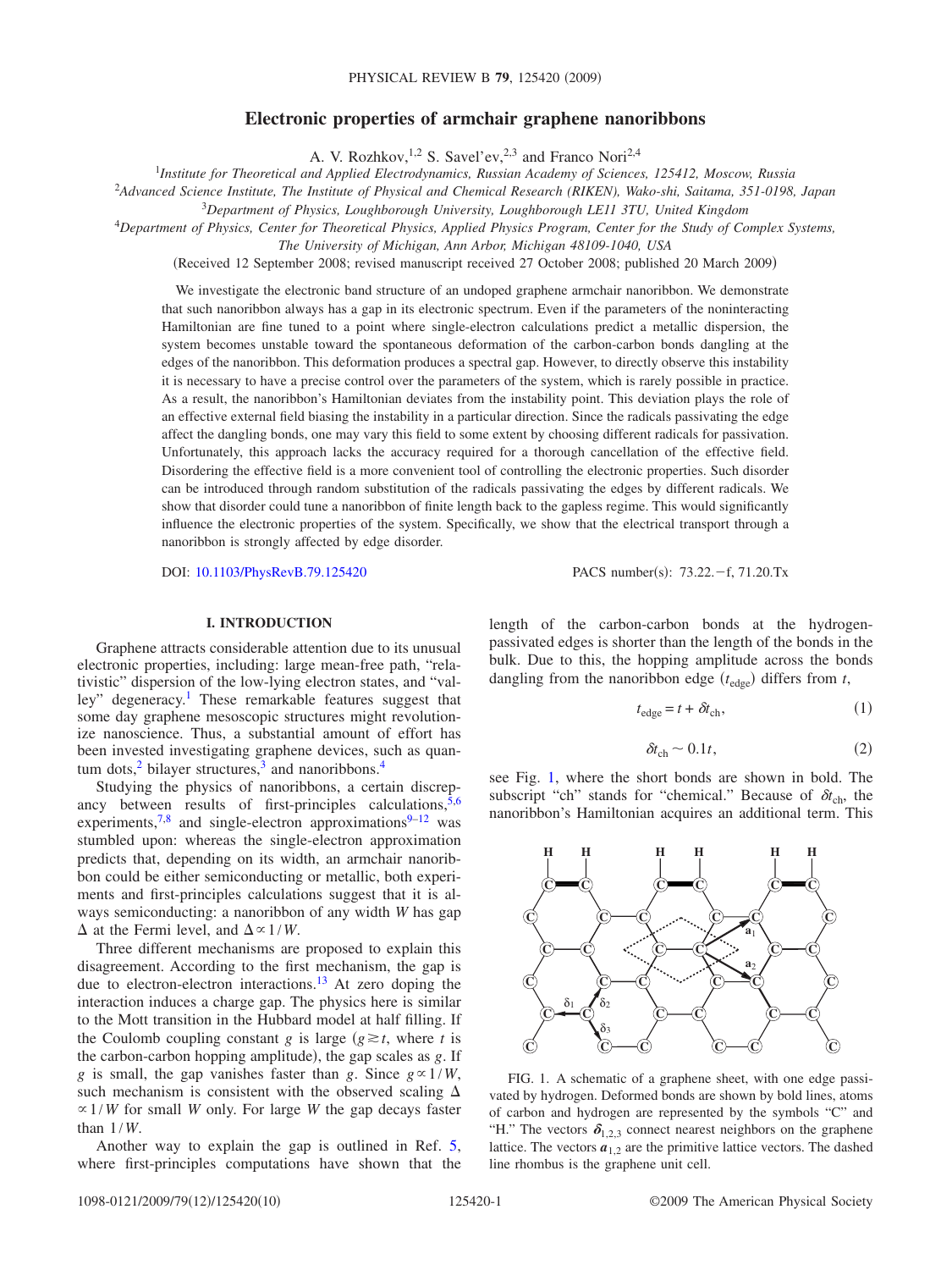# Electronic properties of armchair graphene nanoribbons

A. V. Rozhkov,[1,2] S. Savel'ev,[2,3] and Franco Nori[2,4]

[1]*Institute for Theoretical and Applied Electrodynamics, Russian Academy of Sciences, 125412, Moscow, Russia*
[2]*Advanced Science Institute, The Institute of Physical and Chemical Research (RIKEN), Wako-shi, Saitama, 351-0198, Japan*
[3]*Department of Physics, Loughborough University, Loughborough LE11 3TU, United Kingdom*
[4]*Department of Physics, Center for Theoretical Physics, Applied Physics Program, Center for the Study of Complex Systems, The University of Michigan, Ann Arbor, Michigan 48109-1040, USA*

(Received 12 September 2008; revised manuscript received 27 October 2008; published 20 March 2009)

We investigate the electronic band structure of an undoped graphene armchair nanoribbon. We demonstrate that such nanoribbon always has a gap in its electronic spectrum. Even if the parameters of the noninteracting Hamiltonian are fine tuned to a point where single-electron calculations predict a metallic dispersion, the system becomes unstable toward the spontaneous deformation of the carbon-carbon bonds dangling at the edges of the nanoribbon. This deformation produces a spectral gap. However, to directly observe this instability it is necessary to have a precise control over the parameters of the system, which is rarely possible in practice. As a result, the nanoribbon's Hamiltonian deviates from the instability point. This deviation plays the role of an effective external field biasing the instability in a particular direction. Since the radicals passivating the edge affect the dangling bonds, one may vary this field to some extent by choosing different radicals for passivation. Unfortunately, this approach lacks the accuracy required for a thorough cancellation of the effective field. Disordering the effective field is a more convenient tool of controlling the electronic properties. Such disorder can be introduced through random substitution of the radicals passivating the edges by different radicals. We show that disorder could tune a nanoribbon of finite length back to the gapless regime. This would significantly influence the electronic properties of the system. Specifically, we show that the electrical transport through a nanoribbon is strongly affected by edge disorder.

DOI: 10.1103/PhysRevB.79.125420    PACS number(s): 73.22.−f, 71.20.Tx

## I. INTRODUCTION

Graphene attracts considerable attention due to its unusual electronic properties, including: large mean-free path, "relativistic" dispersion of the low-lying electron states, and "valley" degeneracy.[1] These remarkable features suggest that some day graphene mesoscopic structures might revolutionize nanoscience. Thus, a substantial amount of effort has been invested investigating graphene devices, such as quantum dots,[2] bilayer structures,[3] and nanoribbons.[4]

Studying the physics of nanoribbons, a certain discrepancy between results of first-principles calculations,[5,6] experiments,[7,8] and single-electron approximations[9–12] was stumbled upon: whereas the single-electron approximation predicts that, depending on its width, an armchair nanoribbon could be either semiconducting or metallic, both experiments and first-principles calculations suggest that it is always semiconducting: a nanoribbon of any width $W$ has gap $\Delta$ at the Fermi level, and $\Delta \propto 1/W$.

Three different mechanisms are proposed to explain this disagreement. According to the first mechanism, the gap is due to electron-electron interactions.[13] At zero doping the interaction induces a charge gap. The physics here is similar to the Mott transition in the Hubbard model at half filling. If the Coulomb coupling constant $g$ is large ($g \gtrsim t$, where $t$ is the carbon-carbon hopping amplitude), the gap scales as $g$. If $g$ is small, the gap vanishes faster than $g$. Since $g \propto 1/W$, such mechanism is consistent with the observed scaling $\Delta \propto 1/W$ for small $W$ only. For large $W$ the gap decays faster than $1/W$.

Another way to explain the gap is outlined in Ref. 5, where first-principles computations have shown that the length of the carbon-carbon bonds at the hydrogen-passivated edges is shorter than the length of the bonds in the bulk. Due to this, the hopping amplitude across the bonds dangling from the nanoribbon edge ($t_{\rm edge}$) differs from $t$,

$$t_{\rm edge} = t + \delta t_{\rm ch}, \tag{1}$$

$$\delta t_{\rm ch} \sim 0.1t, \tag{2}$$

see Fig. 1, where the short bonds are shown in bold. The subscript "ch" stands for "chemical." Because of $\delta t_{\rm ch}$, the nanoribbon's Hamiltonian acquires an additional term. This

FIG. 1. A schematic of a graphene sheet, with one edge passivated by hydrogen. Deformed bonds are shown by bold lines, atoms of carbon and hydrogen are represented by the symbols "C" and "H." The vectors $\boldsymbol{\delta}_{1,2,3}$ connect nearest neighbors on the graphene lattice. The vectors $\boldsymbol{a}_{1,2}$ are the primitive lattice vectors. The dashed line rhombus is the graphene unit cell.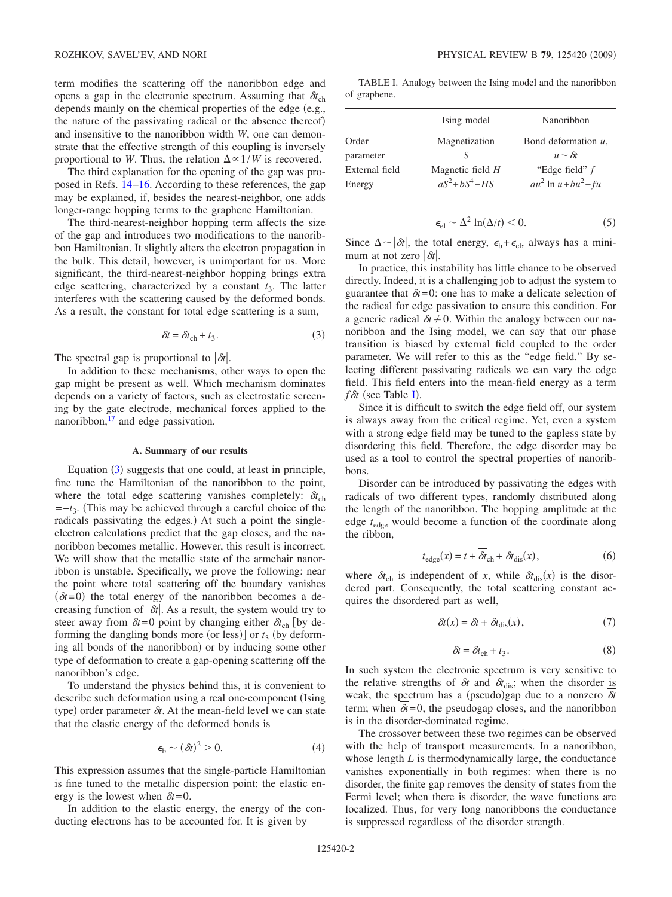term modifies the scattering off the nanoribbon edge and opens a gap in the electronic spectrum. Assuming that $\delta t_{\rm ch}$ depends mainly on the chemical properties of the edge (e.g., the nature of the passivating radical or the absence thereof) and insensitive to the nanoribbon width $W$, one can demonstrate that the effective strength of this coupling is inversely proportional to $W$. Thus, the relation $\Delta \propto 1/W$ is recovered.

The third explanation for the opening of the gap was proposed in Refs. 14–16. According to these references, the gap may be explained, if, besides the nearest-neighbor, one adds longer-range hopping terms to the graphene Hamiltonian.

The third-nearest-neighbor hopping term affects the size of the gap and introduces two modifications to the nanoribbon Hamiltonian. It slightly alters the electron propagation in the bulk. This detail, however, is unimportant for us. More significant, the third-nearest-neighbor hopping brings extra edge scattering, characterized by a constant $t_3$. The latter interferes with the scattering caused by the deformed bonds. As a result, the constant for total edge scattering is a sum,

$$\delta t = \delta t_{\rm ch} + t_3. \tag{3}$$

The spectral gap is proportional to $|\delta t|$.

In addition to these mechanisms, other ways to open the gap might be present as well. Which mechanism dominates depends on a variety of factors, such as electrostatic screening by the gate electrode, mechanical forces applied to the nanoribbon,[17] and edge passivation.

### A. Summary of our results

Equation (3) suggests that one could, at least in principle, fine tune the Hamiltonian of the nanoribbon to the point, where the total edge scattering vanishes completely: $\delta t_{\rm ch} = -t_3$. (This may be achieved through a careful choice of the radicals passivating the edges.) At such a point the single-electron calculations predict that the gap closes, and the nanoribbon becomes metallic. However, this result is incorrect. We will show that the metallic state of the armchair nanoribbon is unstable. Specifically, we prove the following: near the point where total scattering off the boundary vanishes ($\delta t=0$) the total energy of the nanoribbon becomes a decreasing function of $|\delta t|$. As a result, the system would try to steer away from $\delta t=0$ point by changing either $\delta t_{\rm ch}$ [by deforming the dangling bonds more (or less)] or $t_3$ (by deforming all bonds of the nanoribbon) or by inducing some other type of deformation to create a gap-opening scattering off the nanoribbon's edge.

To understand the physics behind this, it is convenient to describe such deformation using a real one-component (Ising type) order parameter $\delta t$. At the mean-field level we can state that the elastic energy of the deformed bonds is

$$\epsilon_{\rm b} \sim (\delta t)^2 > 0. \tag{4}$$

This expression assumes that the single-particle Hamiltonian is fine tuned to the metallic dispersion point: the elastic energy is the lowest when $\delta t=0$.

In addition to the elastic energy, the energy of the conducting electrons has to be accounted for. It is given by

TABLE I. Analogy between the Ising model and the nanoribbon of graphene.

| | Ising model | Nanoribbon |
|---|---|---|
| Order parameter | Magnetization $S$ | Bond deformation $u$, $u \sim \delta t$ |
| External field | Magnetic field $H$ | "Edge field" $f$ |
| Energy | $aS^2 + bS^4 - HS$ | $au^2 \ln u + bu^2 - fu$ |

$$\epsilon_{\rm el} \sim \Delta^2 \ln(\Delta/t) < 0. \tag{5}$$

Since $\Delta \sim |\delta t|$, the total energy, $\epsilon_{\rm b} + \epsilon_{\rm el}$, always has a minimum at not zero $|\delta t|$.

In practice, this instability has little chance to be observed directly. Indeed, it is a challenging job to adjust the system to guarantee that $\delta t=0$: one has to make a delicate selection of the radical for edge passivation to ensure this condition. For a generic radical $\delta t \neq 0$. Within the analogy between our nanoribbon and the Ising model, we can say that our phase transition is biased by external field coupled to the order parameter. We will refer to this as the "edge field." By selecting different passivating radicals we can vary the edge field. This field enters into the mean-field energy as a term $f\delta t$ (see Table I).

Since it is difficult to switch the edge field off, our system is always away from the critical regime. Yet, even a system with a strong edge field may be tuned to the gapless state by disordering this field. Therefore, the edge disorder may be used as a tool to control the spectral properties of nanoribbons.

Disorder can be introduced by passivating the edges with radicals of two different types, randomly distributed along the length of the nanoribbon. The hopping amplitude at the edge $t_{\rm edge}$ would become a function of the coordinate along the ribbon,

$$t_{\rm edge}(x) = t + \overline{\delta t}_{\rm ch} + \delta t_{\rm dis}(x), \tag{6}$$

where $\overline{\delta t}_{\rm ch}$ is independent of $x$, while $\delta t_{\rm dis}(x)$ is the disordered part. Consequently, the total scattering constant acquires the disordered part as well,

$$\delta t(x) = \overline{\delta t} + \delta t_{\rm dis}(x), \tag{7}$$

$$\overline{\delta t} = \overline{\delta t}_{\rm ch} + t_3. \tag{8}$$

In such system the electronic spectrum is very sensitive to the relative strengths of $\overline{\delta t}$ and $\delta t_{\rm dis}$; when the disorder is weak, the spectrum has a (pseudo)gap due to a nonzero $\overline{\delta t}$ term; when $\overline{\delta t}=0$, the pseudogap closes, and the nanoribbon is in the disorder-dominated regime.

The crossover between these two regimes can be observed with the help of transport measurements. In a nanoribbon, whose length $L$ is thermodynamically large, the conductance vanishes exponentially in both regimes: when there is no disorder, the finite gap removes the density of states from the Fermi level; when there is disorder, the wave functions are localized. Thus, for very long nanoribbons the conductance is suppressed regardless of the disorder strength.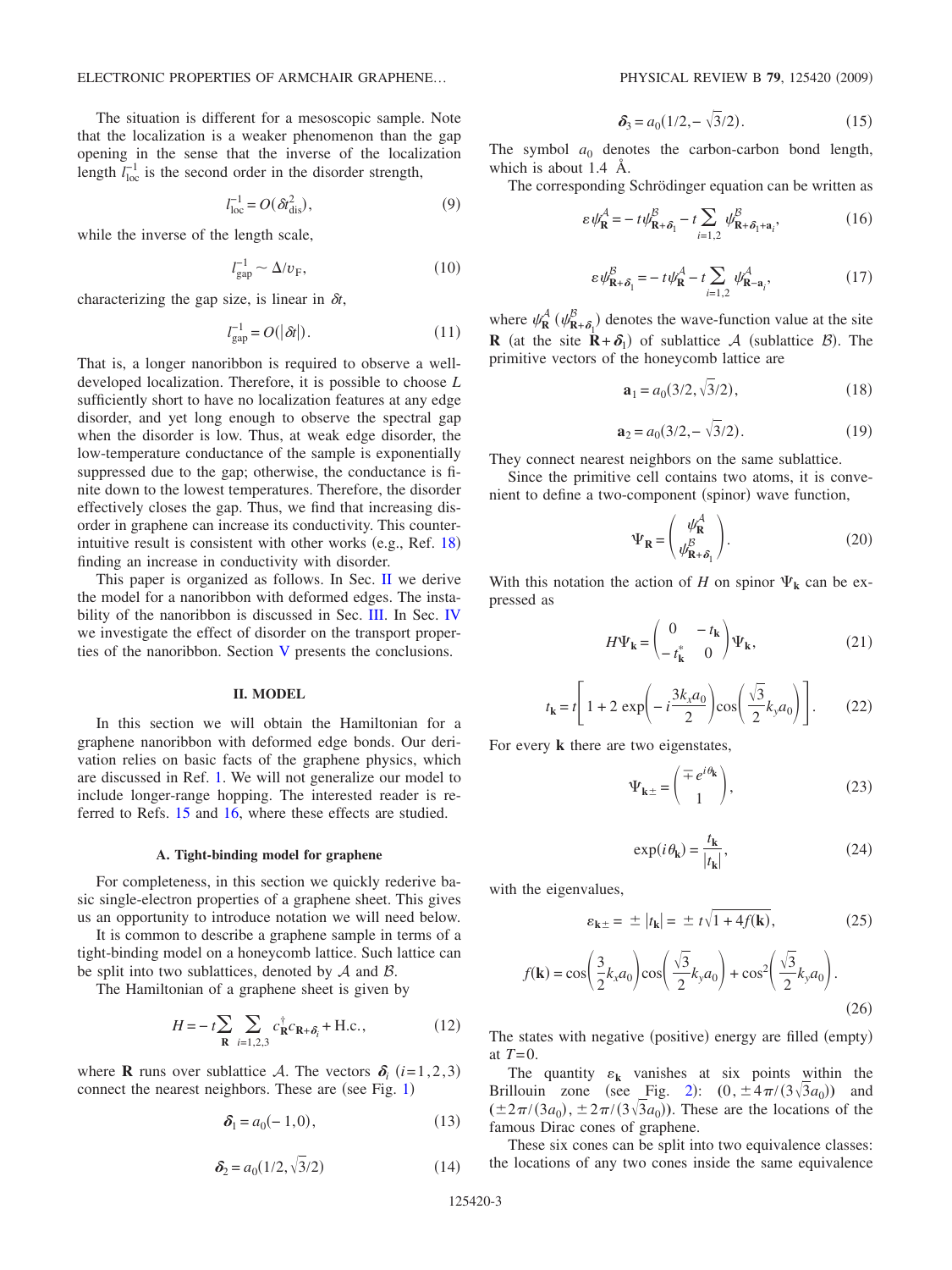The situation is different for a mesoscopic sample. Note that the localization is a weaker phenomenon than the gap opening in the sense that the inverse of the localization length $l_{\rm loc}^{-1}$ is the second order in the disorder strength,

$$l_{\rm loc}^{-1} = O(\delta t_{\rm dis}^2), \tag{9}$$

while the inverse of the length scale,

$$l_{\rm gap}^{-1} \sim \Delta / v_{\rm F}, \tag{10}$$

characterizing the gap size, is linear in $\delta t$,

$$l_{\rm gap}^{-1} = O(|\delta t|). \tag{11}$$

That is, a longer nanoribbon is required to observe a well-developed localization. Therefore, it is possible to choose $L$ sufficiently short to have no localization features at any edge disorder, and yet long enough to observe the spectral gap when the disorder is low. Thus, at weak edge disorder, the low-temperature conductance of the sample is exponentially suppressed due to the gap; otherwise, the conductance is finite down to the lowest temperatures. Therefore, the disorder effectively closes the gap. Thus, we find that increasing disorder in graphene can increase its conductivity. This counterintuitive result is consistent with other works (e.g., Ref. 18) finding an increase in conductivity with disorder.

This paper is organized as follows. In Sec. II we derive the model for a nanoribbon with deformed edges. The instability of the nanoribbon is discussed in Sec. III. In Sec. IV we investigate the effect of disorder on the transport properties of the nanoribbon. Section V presents the conclusions.

## II. MODEL

In this section we will obtain the Hamiltonian for a graphene nanoribbon with deformed edge bonds. Our derivation relies on basic facts of the graphene physics, which are discussed in Ref. 1. We will not generalize our model to include longer-range hopping. The interested reader is referred to Refs. 15 and 16, where these effects are studied.

### A. Tight-binding model for graphene

For completeness, in this section we quickly rederive basic single-electron properties of a graphene sheet. This gives us an opportunity to introduce notation we will need below.

It is common to describe a graphene sample in terms of a tight-binding model on a honeycomb lattice. Such lattice can be split into two sublattices, denoted by $\mathcal{A}$ and $\mathcal{B}$.

The Hamiltonian of a graphene sheet is given by

$$H = -t \sum_{\mathbf{R}} \sum_{i=1,2,3} c_{\mathbf{R}}^\dagger c_{\mathbf{R}+\boldsymbol{\delta}_i} + \text{H.c.}, \tag{12}$$

where $\mathbf{R}$ runs over sublattice $\mathcal{A}$. The vectors $\boldsymbol{\delta}_i$ $(i=1,2,3)$ connect the nearest neighbors. These are (see Fig. 1)

$$\boldsymbol{\delta}_1 = a_0(-1,0), \tag{13}$$

$$\boldsymbol{\delta}_2 = a_0(1/2, \sqrt{3}/2) \tag{14}$$

$$\boldsymbol{\delta}_3 = a_0(1/2, -\sqrt{3}/2). \tag{15}$$

The symbol $a_0$ denotes the carbon-carbon bond length, which is about 1.4 Å.

The corresponding Schrödinger equation can be written as

$$\varepsilon \psi_{\mathbf{R}}^{\mathcal{A}} = -t \psi_{\mathbf{R}+\boldsymbol{\delta}_1}^{\mathcal{B}} - t \sum_{i=1,2} \psi_{\mathbf{R}+\boldsymbol{\delta}_1+\mathbf{a}_i}^{\mathcal{B}}, \tag{16}$$

$$\varepsilon \psi_{\mathbf{R}+\boldsymbol{\delta}_1}^{\mathcal{B}} = -t \psi_{\mathbf{R}}^{\mathcal{A}} - t \sum_{i=1,2} \psi_{\mathbf{R}-\mathbf{a}_i}^{\mathcal{A}}, \tag{17}$$

where $\psi_{\mathbf{R}}^{\mathcal{A}}$ ($\psi_{\mathbf{R}+\boldsymbol{\delta}_1}^{\mathcal{B}}$) denotes the wave-function value at the site $\mathbf{R}$ (at the site $\mathbf{R}+\boldsymbol{\delta}_1$) of sublattice $\mathcal{A}$ (sublattice $\mathcal{B}$). The primitive vectors of the honeycomb lattice are

$$\mathbf{a}_1 = a_0(3/2, \sqrt{3}/2), \tag{18}$$

$$\mathbf{a}_2 = a_0(3/2, -\sqrt{3}/2). \tag{19}$$

They connect nearest neighbors on the same sublattice.

Since the primitive cell contains two atoms, it is convenient to define a two-component (spinor) wave function,

$$\Psi_{\mathbf{R}} = \begin{pmatrix} \psi_{\mathbf{R}}^{\mathcal{A}} \\ \psi_{\mathbf{R}+\boldsymbol{\delta}_1}^{\mathcal{B}} \end{pmatrix}. \tag{20}$$

With this notation the action of $H$ on spinor $\Psi_{\mathbf{k}}$ can be expressed as

$$H\Psi_{\mathbf{k}} = \begin{pmatrix} 0 & -t_{\mathbf{k}} \\ -t_{\mathbf{k}}^* & 0 \end{pmatrix} \Psi_{\mathbf{k}}, \tag{21}$$

$$t_{\mathbf{k}} = t\left[1 + 2\exp\left(-i\frac{3k_x a_0}{2}\right)\cos\left(\frac{\sqrt{3}}{2}k_y a_0\right)\right]. \tag{22}$$

For every $\mathbf{k}$ there are two eigenstates,

$$\Psi_{\mathbf{k}\pm} = \begin{pmatrix} \mp e^{i\theta_{\mathbf{k}}} \\ 1 \end{pmatrix}, \tag{23}$$

$$\exp(i\theta_{\mathbf{k}}) = \frac{t_{\mathbf{k}}}{|t_{\mathbf{k}}|}, \tag{24}$$

with the eigenvalues,

$$\varepsilon_{\mathbf{k}\pm} = \pm |t_{\mathbf{k}}| = \pm t\sqrt{1+4f(\mathbf{k})}, \tag{25}$$

$$f(\mathbf{k}) = \cos\left(\frac{3}{2}k_x a_0\right)\cos\left(\frac{\sqrt{3}}{2}k_y a_0\right) + \cos^2\left(\frac{\sqrt{3}}{2}k_y a_0\right). \tag{26}$$

The states with negative (positive) energy are filled (empty) at $T=0$.

The quantity $\varepsilon_{\mathbf{k}}$ vanishes at six points within the Brillouin zone (see Fig. 2): $(0, \pm 4\pi/(3\sqrt{3}a_0))$ and $(\pm 2\pi/(3a_0), \pm 2\pi/(3\sqrt{3}a_0))$. These are the locations of the famous Dirac cones of graphene.

These six cones can be split into two equivalence classes: the locations of any two cones inside the same equivalence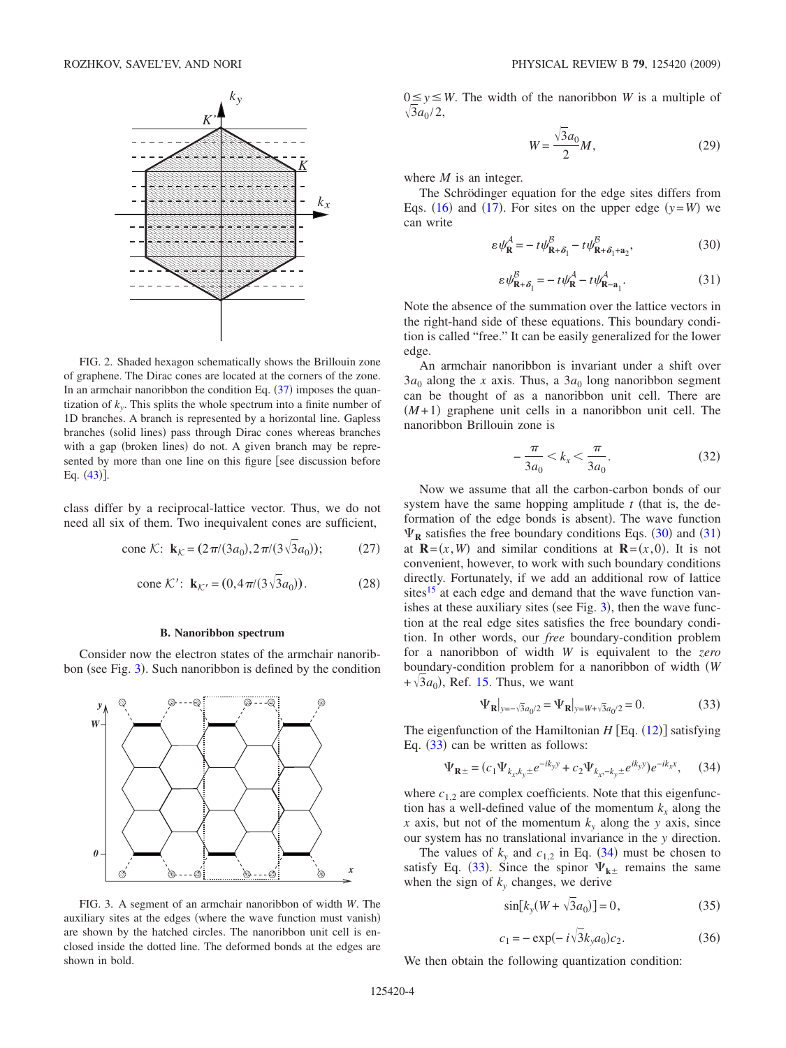FIG. 2. Shaded hexagon schematically shows the Brillouin zone of graphene. The Dirac cones are located at the corners of the zone. In an armchair nanoribbon the condition Eq. (37) imposes the quantization of $k_y$. This splits the whole spectrum into a finite number of 1D branches. A branch is represented by a horizontal line. Gapless branches (solid lines) pass through Dirac cones whereas branches with a gap (broken lines) do not. A given branch may be represented by more than one line on this figure [see discussion before Eq. (43)].

class differ by a reciprocal-lattice vector. Thus, we do not need all six of them. Two inequivalent cones are sufficient,

$$\text{cone } \mathcal{K}: \ \mathbf{k}_{\mathcal{K}} = (2\pi/(3a_0), 2\pi/(3\sqrt{3}a_0)); \tag{27}$$

$$\text{cone } \mathcal{K}': \ \mathbf{k}_{\mathcal{K}'} = (0, 4\pi/(3\sqrt{3}a_0)). \tag{28}$$

### B. Nanoribbon spectrum

Consider now the electron states of the armchair nanoribbon (see Fig. 3). Such nanoribbon is defined by the condition

FIG. 3. A segment of an armchair nanoribbon of width $W$. The auxiliary sites at the edges (where the wave function must vanish) are shown by the hatched circles. The nanoribbon unit cell is enclosed inside the dotted line. The deformed bonds at the edges are shown in bold.

$0 \leq y \leq W$. The width of the nanoribbon $W$ is a multiple of $\sqrt{3}a_0/2$,

$$W = \frac{\sqrt{3}a_0}{2}M, \tag{29}$$

where $M$ is an integer.

The Schrödinger equation for the edge sites differs from Eqs. (16) and (17). For sites on the upper edge ($y=W$) we can write

$$\varepsilon \psi^{\mathcal{A}}_{\mathbf{R}} = -t\psi^{\mathcal{B}}_{\mathbf{R}+\boldsymbol{\delta}_1} - t\psi^{\mathcal{B}}_{\mathbf{R}+\boldsymbol{\delta}_1+\mathbf{a}_2}, \tag{30}$$

$$\varepsilon \psi^{\mathcal{B}}_{\mathbf{R}+\boldsymbol{\delta}_1} = -t\psi^{\mathcal{A}}_{\mathbf{R}} - t\psi^{\mathcal{A}}_{\mathbf{R}-\mathbf{a}_1}. \tag{31}$$

Note the absence of the summation over the lattice vectors in the right-hand side of these equations. This boundary condition is called "free." It can be easily generalized for the lower edge.

An armchair nanoribbon is invariant under a shift over $3a_0$ along the $x$ axis. Thus, a $3a_0$ long nanoribbon segment can be thought of as a nanoribbon unit cell. There are $(M+1)$ graphene unit cells in a nanoribbon unit cell. The nanoribbon Brillouin zone is

$$-\frac{\pi}{3a_0} < k_x < \frac{\pi}{3a_0}. \tag{32}$$

Now we assume that all the carbon-carbon bonds of our system have the same hopping amplitude $t$ (that is, the deformation of the edge bonds is absent). The wave function $\Psi_{\mathbf{R}}$ satisfies the free boundary conditions Eqs. (30) and (31) at $\mathbf{R}=(x,W)$ and similar conditions at $\mathbf{R}=(x,0)$. It is not convenient, however, to work with such boundary conditions directly. Fortunately, if we add an additional row of lattice sites[15] at each edge and demand that the wave function vanishes at these auxiliary sites (see Fig. 3), then the wave function at the real edge sites satisfies the free boundary condition. In other words, our *free* boundary-condition problem for a nanoribbon of width $W$ is equivalent to the *zero* boundary-condition problem for a nanoribbon of width ($W+\sqrt{3}a_0$), Ref. 15. Thus, we want

$$\Psi_{\mathbf{R}}|_{y=-\sqrt{3}a_0/2} = \Psi_{\mathbf{R}}|_{y=W+\sqrt{3}a_0/2} = 0. \tag{33}$$

The eigenfunction of the Hamiltonian $H$ [Eq. (12)] satisfying Eq. (33) can be written as follows:

$$\Psi_{\mathbf{R}\pm} = (c_1\Psi_{k_x,k_y\pm}e^{-ik_y y} + c_2\Psi_{k_x,-k_y\pm}e^{ik_y y})e^{-ik_x x}, \tag{34}$$

where $c_{1,2}$ are complex coefficients. Note that this eigenfunction has a well-defined value of the momentum $k_x$ along the $x$ axis, but not of the momentum $k_y$ along the $y$ axis, since our system has no translational invariance in the $y$ direction.

The values of $k_y$ and $c_{1,2}$ in Eq. (34) must be chosen to satisfy Eq. (33). Since the spinor $\Psi_{\mathbf{k}\pm}$ remains the same when the sign of $k_y$ changes, we derive

$$\sin[k_y(W+\sqrt{3}a_0)] = 0, \tag{35}$$

$$c_1 = -\exp(-i\sqrt{3}k_y a_0)c_2. \tag{36}$$

We then obtain the following quantization condition: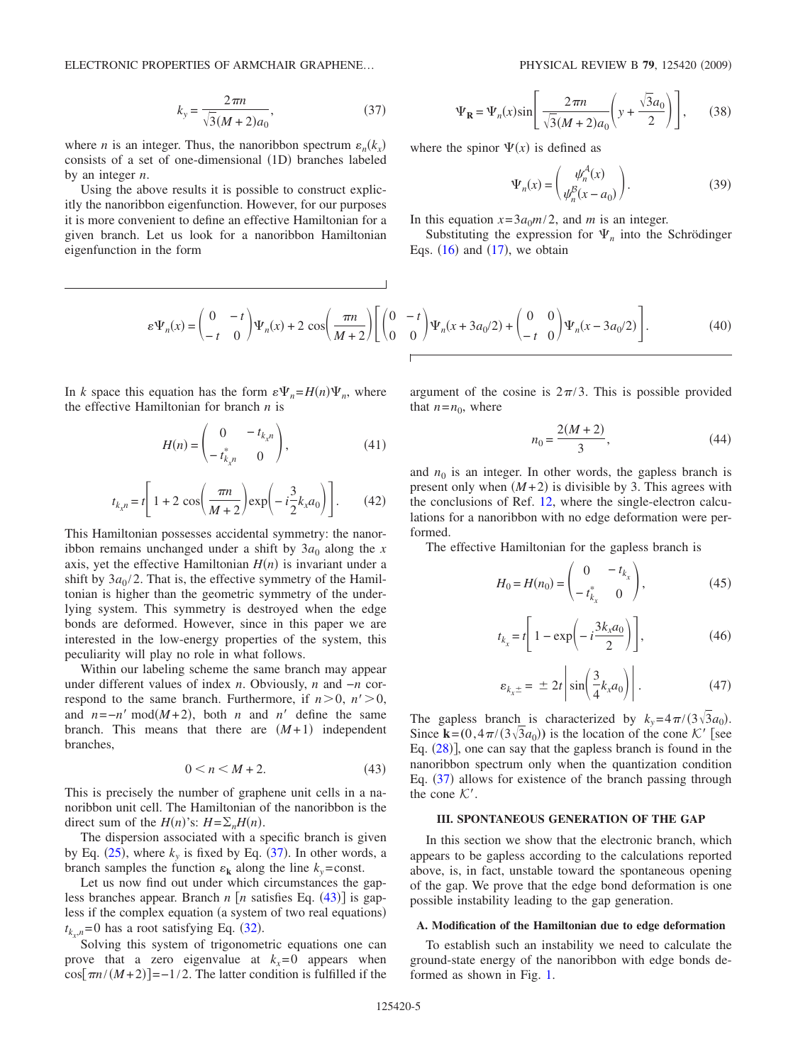$$k_y = \frac{2\pi n}{\sqrt{3}(M+2)a_0}, \tag{37}$$

where $n$ is an integer. Thus, the nanoribbon spectrum $\varepsilon_n(k_x)$ consists of a set of one-dimensional (1D) branches labeled by an integer $n$.

Using the above results it is possible to construct explicitly the nanoribbon eigenfunction. However, for our purposes it is more convenient to define an effective Hamiltonian for a given branch. Let us look for a nanoribbon Hamiltonian eigenfunction in the form

$$\Psi_{\mathbf{R}} = \Psi_n(x)\sin\left[\frac{2\pi n}{\sqrt{3}(M+2)a_0}\left(y + \frac{\sqrt{3}a_0}{2}\right)\right], \tag{38}$$

where the spinor $\Psi(x)$ is defined as

$$\Psi_n(x) = \begin{pmatrix} \psi_n^A(x) \\ \psi_n^B(x-a_0) \end{pmatrix}. \tag{39}$$

In this equation $x = 3a_0 m/2$, and $m$ is an integer.

Substituting the expression for $\Psi_n$ into the Schrödinger Eqs. (16) and (17), we obtain

$$\varepsilon\Psi_n(x) = \begin{pmatrix} 0 & -t \\ -t & 0 \end{pmatrix}\Psi_n(x) + 2\cos\left(\frac{\pi n}{M+2}\right)\left[\begin{pmatrix} 0 & -t \\ 0 & 0 \end{pmatrix}\Psi_n(x+3a_0/2) + \begin{pmatrix} 0 & 0 \\ -t & 0 \end{pmatrix}\Psi_n(x-3a_0/2)\right]. \tag{40}$$

In $k$ space this equation has the form $\varepsilon\Psi_n = H(n)\Psi_n$, where the effective Hamiltonian for branch $n$ is

$$H(n) = \begin{pmatrix} 0 & -t_{k_x n} \\ -t_{k_x n}^* & 0 \end{pmatrix}, \tag{41}$$

$$t_{k_x n} = t\left[1 + 2\cos\left(\frac{\pi n}{M+2}\right)\exp\left(-i\frac{3}{2}k_x a_0\right)\right]. \tag{42}$$

This Hamiltonian possesses accidental symmetry: the nanoribbon remains unchanged under a shift by $3a_0$ along the $x$ axis, yet the effective Hamiltonian $H(n)$ is invariant under a shift by $3a_0/2$. That is, the effective symmetry of the Hamiltonian is higher than the geometric symmetry of the underlying system. This symmetry is destroyed when the edge bonds are deformed. However, since in this paper we are interested in the low-energy properties of the system, this peculiarity will play no role in what follows.

Within our labeling scheme the same branch may appear under different values of index $n$. Obviously, $n$ and $-n$ correspond to the same branch. Furthermore, if $n>0$, $n'>0$, and $n = -n' \bmod (M+2)$, both $n$ and $n'$ define the same branch. This means that there are $(M+1)$ independent branches,

$$0 < n < M+2. \tag{43}$$

This is precisely the number of graphene unit cells in a nanoribbon unit cell. The Hamiltonian of the nanoribbon is the direct sum of the $H(n)$'s: $H = \Sigma_n H(n)$.

The dispersion associated with a specific branch is given by Eq. (25), where $k_y$ is fixed by Eq. (37). In other words, a branch samples the function $\varepsilon_{\mathbf{k}}$ along the line $k_y = \text{const}$.

Let us now find out under which circumstances the gapless branches appear. Branch $n$ [$n$ satisfies Eq. (43)] is gapless if the complex equation (a system of two real equations) $t_{k_x,n} = 0$ has a root satisfying Eq. (32).

Solving this system of trigonometric equations one can prove that a zero eigenvalue at $k_x = 0$ appears when $\cos[\pi n/(M+2)] = -1/2$. The latter condition is fulfilled if the argument of the cosine is $2\pi/3$. This is possible provided that $n = n_0$, where

$$n_0 = \frac{2(M+2)}{3}, \tag{44}$$

and $n_0$ is an integer. In other words, the gapless branch is present only when $(M+2)$ is divisible by 3. This agrees with the conclusions of Ref. 12, where the single-electron calculations for a nanoribbon with no edge deformation were performed.

The effective Hamiltonian for the gapless branch is

$$H_0 = H(n_0) = \begin{pmatrix} 0 & -t_{k_x} \\ -t_{k_x}^* & 0 \end{pmatrix}, \tag{45}$$

$$t_{k_x} = t\left[1 - \exp\left(-i\frac{3k_x a_0}{2}\right)\right], \tag{46}$$

$$\varepsilon_{k_x \pm} = \pm 2t\left|\sin\left(\frac{3}{4}k_x a_0\right)\right|. \tag{47}$$

The gapless branch is characterized by $k_y = 4\pi/(3\sqrt{3}a_0)$. Since $\mathbf{k} = (0, 4\pi/(3\sqrt{3}a_0))$ is the location of the cone $\mathcal{K}'$ [see Eq. (28)], one can say that the gapless branch is found in the nanoribbon spectrum only when the quantization condition Eq. (37) allows for existence of the branch passing through the cone $\mathcal{K}'$.

## III. SPONTANEOUS GENERATION OF THE GAP

In this section we show that the electronic branch, which appears to be gapless according to the calculations reported above, is, in fact, unstable toward the spontaneous opening of the gap. We prove that the edge bond deformation is one possible instability leading to the gap generation.

### A. Modification of the Hamiltonian due to edge deformation

To establish such an instability we need to calculate the ground-state energy of the nanoribbon with edge bonds deformed as shown in Fig. 1.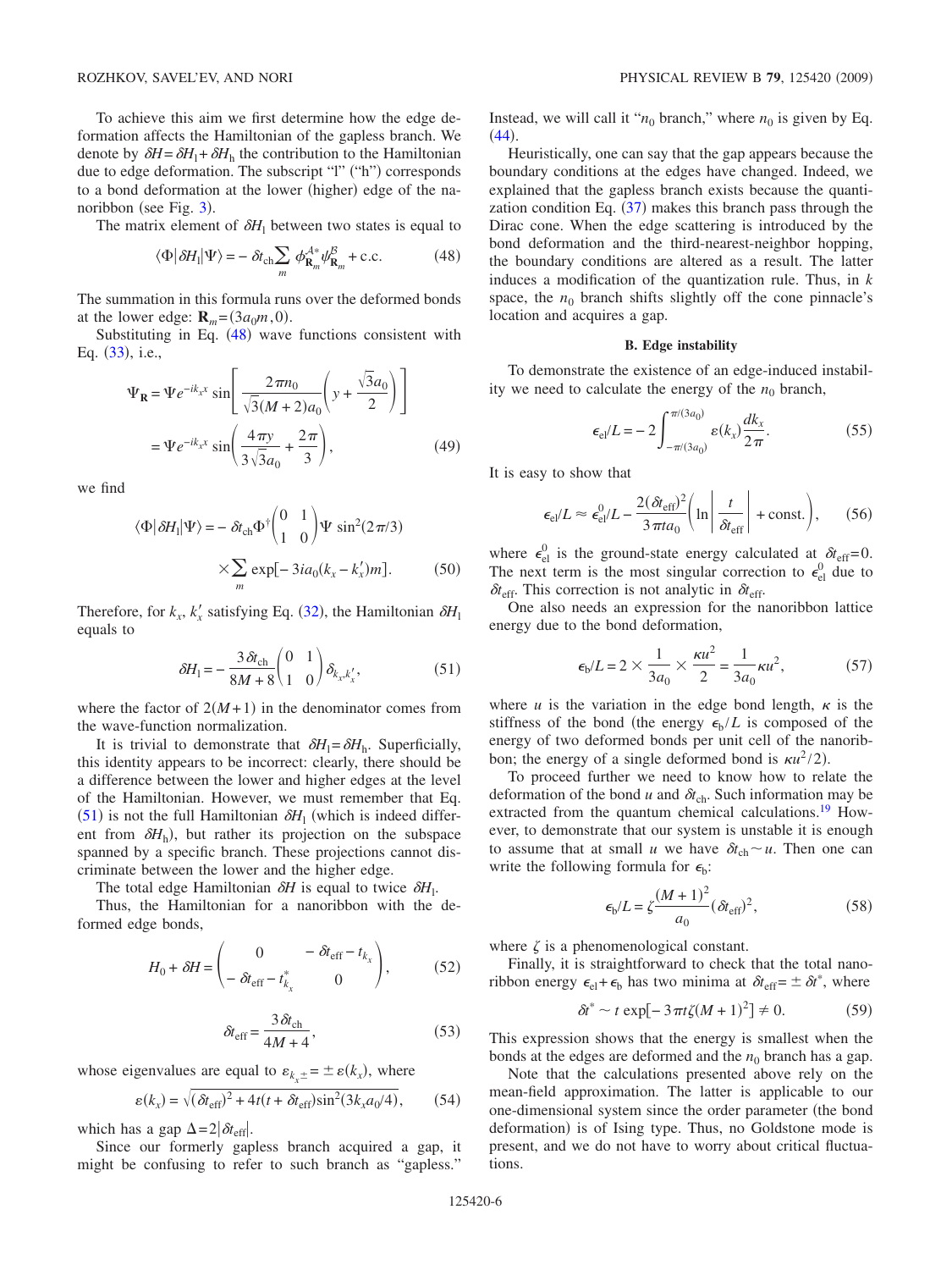To achieve this aim we first determine how the edge deformation affects the Hamiltonian of the gapless branch. We denote by $\delta H = \delta H_{\rm l} + \delta H_{\rm h}$ the contribution to the Hamiltonian due to edge deformation. The subscript "l" ("h") corresponds to a bond deformation at the lower (higher) edge of the nanoribbon (see Fig. 3).

The matrix element of $\delta H_{\rm l}$ between two states is equal to

$$\langle \Phi | \delta H_{\rm l} | \Psi \rangle = - \delta t_{\rm ch} \sum_m \phi^{\mathcal{A}*}_{\mathbf{R}_m} \psi^{\mathcal{B}}_{\mathbf{R}_m} + \text{c.c.} \qquad (48)$$

The summation in this formula runs over the deformed bonds at the lower edge: $\mathbf{R}_m = (3a_0 m, 0)$.

Substituting in Eq. (48) wave functions consistent with Eq. (33), i.e.,

$$\begin{aligned}\Psi_{\mathbf{R}} &= \Psi e^{-ik_x x} \sin\left[ \frac{2\pi n_0}{\sqrt{3}(M+2)a_0} \left( y + \frac{\sqrt{3}a_0}{2} \right) \right] \\ &= \Psi e^{-ik_x x} \sin\left( \frac{4\pi y}{3\sqrt{3}a_0} + \frac{2\pi}{3} \right),\end{aligned} \qquad (49)$$

we find

$$\begin{aligned}\langle \Phi | \delta H_{\rm l} | \Psi \rangle &= - \delta t_{\rm ch} \Phi^\dagger \begin{pmatrix} 0 & 1 \\ 1 & 0 \end{pmatrix} \Psi \sin^2(2\pi/3) \\ &\quad \times \sum_m \exp[-3ia_0(k_x - k_x')m].\end{aligned} \qquad (50)$$

Therefore, for $k_x$, $k_x'$ satisfying Eq. (32), the Hamiltonian $\delta H_{\rm l}$ equals to

$$\delta H_{\rm l} = - \frac{3\delta t_{\rm ch}}{8M+8} \begin{pmatrix} 0 & 1 \\ 1 & 0 \end{pmatrix} \delta_{k_x, k_x'}, \qquad (51)$$

where the factor of $2(M+1)$ in the denominator comes from the wave-function normalization.

It is trivial to demonstrate that $\delta H_{\rm l} = \delta H_{\rm h}$. Superficially, this identity appears to be incorrect: clearly, there should be a difference between the lower and higher edges at the level of the Hamiltonian. However, we must remember that Eq. (51) is not the full Hamiltonian $\delta H_{\rm l}$ (which is indeed different from $\delta H_{\rm h}$), but rather its projection on the subspace spanned by a specific branch. These projections cannot discriminate between the lower and the higher edge.

The total edge Hamiltonian $\delta H$ is equal to twice $\delta H_{\rm l}$.

Thus, the Hamiltonian for a nanoribbon with the deformed edge bonds,

$$H_0 + \delta H = \begin{pmatrix} 0 & -\delta t_{\rm eff} - t_{k_x} \\ -\delta t_{\rm eff} - t^*_{k_x} & 0 \end{pmatrix}, \qquad (52)$$

$$\delta t_{\rm eff} = \frac{3\delta t_{\rm ch}}{4M+4}, \qquad (53)$$

whose eigenvalues are equal to $\varepsilon_{k_x \pm} = \pm \varepsilon(k_x)$, where

$$\varepsilon(k_x) = \sqrt{(\delta t_{\rm eff})^2 + 4t(t + \delta t_{\rm eff})\sin^2(3k_x a_0/4)}, \qquad (54)$$

which has a gap $\Delta = 2|\delta t_{\rm eff}|$.

Since our formerly gapless branch acquired a gap, it might be confusing to refer to such branch as "gapless." Instead, we will call it "$n_0$ branch," where $n_0$ is given by Eq. (44).

Heuristically, one can say that the gap appears because the boundary conditions at the edges have changed. Indeed, we explained that the gapless branch exists because the quantization condition Eq. (37) makes this branch pass through the Dirac cone. When the edge scattering is introduced by the bond deformation and the third-nearest-neighbor hopping, the boundary conditions are altered as a result. The latter induces a modification of the quantization rule. Thus, in $k$ space, the $n_0$ branch shifts slightly off the cone pinnacle's location and acquires a gap.

### B. Edge instability

To demonstrate the existence of an edge-induced instability we need to calculate the energy of the $n_0$ branch,

$$\epsilon_{\rm el}/L = -2 \int_{-\pi/(3a_0)}^{\pi/(3a_0)} \varepsilon(k_x) \frac{dk_x}{2\pi}. \qquad (55)$$

It is easy to show that

$$\epsilon_{\rm el}/L \approx \epsilon^0_{\rm el}/L - \frac{2(\delta t_{\rm eff})^2}{3\pi t a_0} \left( \ln\left| \frac{t}{\delta t_{\rm eff}} \right| + \text{const.} \right), \qquad (56)$$

where $\epsilon^0_{\rm el}$ is the ground-state energy calculated at $\delta t_{\rm eff} = 0$. The next term is the most singular correction to $\epsilon^0_{\rm el}$ due to $\delta t_{\rm eff}$. This correction is not analytic in $\delta t_{\rm eff}$.

One also needs an expression for the nanoribbon lattice energy due to the bond deformation,

$$\epsilon_{\rm b}/L = 2 \times \frac{1}{3a_0} \times \frac{\kappa u^2}{2} = \frac{1}{3a_0} \kappa u^2, \qquad (57)$$

where $u$ is the variation in the edge bond length, $\kappa$ is the stiffness of the bond (the energy $\epsilon_{\rm b}/L$ is composed of the energy of two deformed bonds per unit cell of the nanoribbon; the energy of a single deformed bond is $\kappa u^2/2$).

To proceed further we need to know how to relate the deformation of the bond $u$ and $\delta t_{\rm ch}$. Such information may be extracted from the quantum chemical calculations.[19] However, to demonstrate that our system is unstable it is enough to assume that at small $u$ we have $\delta t_{\rm ch} \sim u$. Then one can write the following formula for $\epsilon_{\rm b}$:

$$\epsilon_{\rm b}/L = \zeta \frac{(M+1)^2}{a_0} (\delta t_{\rm eff})^2, \qquad (58)$$

where $\zeta$ is a phenomenological constant.

Finally, it is straightforward to check that the total nanoribbon energy $\epsilon_{\rm el} + \epsilon_{\rm b}$ has two minima at $\delta t_{\rm eff} = \pm \delta t^*$, where

$$\delta t^* \sim t \exp[-3\pi t \zeta (M+1)^2] \neq 0. \qquad (59)$$

This expression shows that the energy is smallest when the bonds at the edges are deformed and the $n_0$ branch has a gap.

Note that the calculations presented above rely on the mean-field approximation. The latter is applicable to our one-dimensional system since the order parameter (the bond deformation) is of Ising type. Thus, no Goldstone mode is present, and we do not have to worry about critical fluctuations.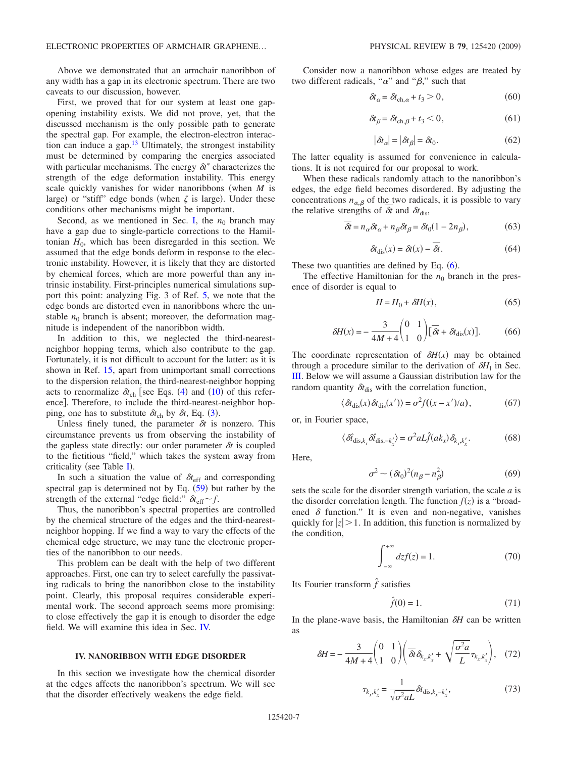Above we demonstrated that an armchair nanoribbon of any width has a gap in its electronic spectrum. There are two caveats to our discussion, however.

First, we proved that for our system at least one gap-opening instability exists. We did not prove, yet, that the discussed mechanism is the only possible path to generate the spectral gap. For example, the electron-electron interaction can induce a gap.[13] Ultimately, the strongest instability must be determined by comparing the energies associated with particular mechanisms. The energy $\delta t^*$ characterizes the strength of the edge deformation instability. This energy scale quickly vanishes for wider nanoribbons (when $M$ is large) or "stiff" edge bonds (when $\zeta$ is large). Under these conditions other mechanisms might be important.

Second, as we mentioned in Sec. I, the $n_0$ branch may have a gap due to single-particle corrections to the Hamiltonian $H_0$, which has been disregarded in this section. We assumed that the edge bonds deform in response to the electronic instability. However, it is likely that they are distorted by chemical forces, which are more powerful than any intrinsic instability. First-principles numerical simulations support this point: analyzing Fig. 3 of Ref. 5, we note that the edge bonds are distorted even in nanoribbons where the unstable $n_0$ branch is absent; moreover, the deformation magnitude is independent of the nanoribbon width.

In addition to this, we neglected the third-nearest-neighbor hopping terms, which also contribute to the gap. Fortunately, it is not difficult to account for the latter: as it is shown in Ref. 15, apart from unimportant small corrections to the dispersion relation, the third-nearest-neighbor hopping acts to renormalize $\delta t_{\rm ch}$ [see Eqs. (4) and (10) of this reference]. Therefore, to include the third-nearest-neighbor hopping, one has to substitute $\delta t_{\rm ch}$ by $\delta t$, Eq. (3).

Unless finely tuned, the parameter $\delta t$ is nonzero. This circumstance prevents us from observing the instability of the gapless state directly: our order parameter $\delta t$ is coupled to the fictitious "field," which takes the system away from criticality (see Table I).

In such a situation the value of $\delta t_{\rm eff}$ and corresponding spectral gap is determined not by Eq. (59) but rather by the strength of the external "edge field:" $\delta t_{\rm eff} \sim f$.

Thus, the nanoribbon's spectral properties are controlled by the chemical structure of the edges and the third-nearest-neighbor hopping. If we find a way to vary the effects of the chemical edge structure, we may tune the electronic properties of the nanoribbon to our needs.

This problem can be dealt with the help of two different approaches. First, one can try to select carefully the passivating radicals to bring the nanoribbon close to the instability point. Clearly, this proposal requires considerable experimental work. The second approach seems more promising: to close effectively the gap it is enough to disorder the edge field. We will examine this idea in Sec. IV.

## IV. NANORIBBON WITH EDGE DISORDER

In this section we investigate how the chemical disorder at the edges affects the nanoribbon's spectrum. We will see that the disorder effectively weakens the edge field.

Consider now a nanoribbon whose edges are treated by two different radicals, "$\alpha$" and "$\beta$," such that

$$\delta t_\alpha = \delta t_{{\rm ch},\alpha} + t_3 > 0, \tag{60}$$

$$\delta t_\beta = \delta t_{{\rm ch},\beta} + t_3 < 0, \tag{61}$$

$$|\delta t_\alpha| = |\delta t_\beta| = \delta t_0. \tag{62}$$

The latter equality is assumed for convenience in calculations. It is not required for our proposal to work.

When these radicals randomly attach to the nanoribbon's edges, the edge field becomes disordered. By adjusting the concentrations $n_{\alpha,\beta}$ of the two radicals, it is possible to vary the relative strengths of $\overline{\delta t}$ and $\delta t_{\rm dis}$,

$$\overline{\delta t} = n_\alpha \delta t_\alpha + n_\beta \delta t_\beta = \delta t_0 (1 - 2n_\beta), \tag{63}$$

$$\delta t_{\rm dis}(x) = \delta t(x) - \overline{\delta t}. \tag{64}$$

These two quantities are defined by Eq. (6).

The effective Hamiltonian for the $n_0$ branch in the presence of disorder is equal to

$$H = H_0 + \delta H(x), \tag{65}$$

$$\delta H(x) = -\frac{3}{4M+4}\begin{pmatrix} 0 & 1 \\ 1 & 0 \end{pmatrix}[\overline{\delta t} + \delta t_{\rm dis}(x)]. \tag{66}$$

The coordinate representation of $\delta H(x)$ may be obtained through a procedure similar to the derivation of $\delta H_1$ in Sec. III. Below we will assume a Gaussian distribution law for the random quantity $\delta t_{\rm dis}$ with the correlation function,

$$\langle \delta t_{\rm dis}(x) \delta t_{\rm dis}(x') \rangle = \sigma^2 f((x-x')/a), \tag{67}$$

or, in Fourier space,

$$\langle \hat{\delta t}_{{\rm dis},k_x} \hat{\delta t}_{{\rm dis},-k_x'} \rangle = \sigma^2 a L \hat{f}(a k_x) \delta_{k_x,k_x'}. \tag{68}$$

Here,

$$\sigma^2 \sim (\delta t_0)^2 (n_\beta - n_\beta^2) \tag{69}$$

sets the scale for the disorder strength variation, the scale $a$ is the disorder correlation length. The function $f(z)$ is a "broadened $\delta$ function." It is even and non-negative, vanishes quickly for $|z| > 1$. In addition, this function is normalized by the condition,

$$\int_{-\infty}^{+\infty} dz f(z) = 1. \tag{70}$$

Its Fourier transform $\hat{f}$ satisfies

$$\hat{f}(0) = 1. \tag{71}$$

In the plane-wave basis, the Hamiltonian $\delta H$ can be written as

$$\delta H = -\frac{3}{4M+4}\begin{pmatrix} 0 & 1 \\ 1 & 0 \end{pmatrix}\left( \overline{\delta t}\, \delta_{k_x,k_x'} + \sqrt{\frac{\sigma^2 a}{L}} \tau_{k_x,k_x'} \right), \tag{72}$$

$$\tau_{k_x,k_x'} = \frac{1}{\sqrt{\sigma^2 a L}} \delta t_{{\rm dis},k_x - k_x'}, \tag{73}$$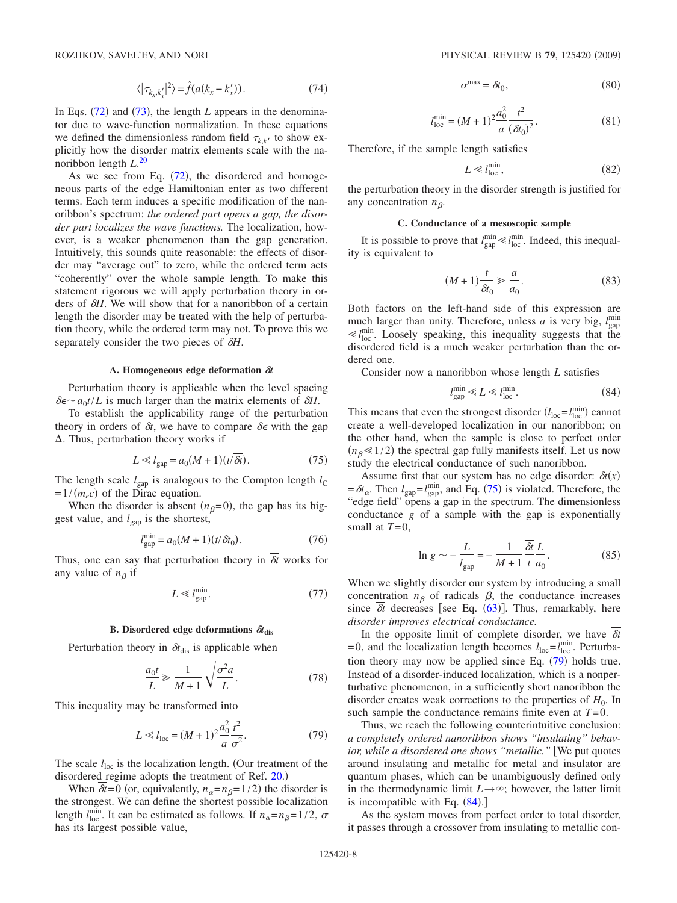$$\langle |\tau_{k_x,k_x'}|^2\rangle = \hat{f}(a(k_x - k_x')). \tag{74}$$

In Eqs. (72) and (73), the length $L$ appears in the denominator due to wave-function normalization. In these equations we defined the dimensionless random field $\tau_{kk'}$ to show explicitly how the disorder matrix elements scale with the nanoribbon length $L$.[20]

As we see from Eq. (72), the disordered and homogeneous parts of the edge Hamiltonian enter as two different terms. Each term induces a specific modification of the nanoribbon's spectrum: *the ordered part opens a gap, the disorder part localizes the wave functions.* The localization, however, is a weaker phenomenon than the gap generation. Intuitively, this sounds quite reasonable: the effects of disorder may "average out" to zero, while the ordered term acts "coherently" over the whole sample length. To make this statement rigorous we will apply perturbation theory in orders of $\delta H$. We will show that for a nanoribbon of a certain length the disorder may be treated with the help of perturbation theory, while the ordered term may not. To prove this we separately consider the two pieces of $\delta H$.

### A. Homogeneous edge deformation $\overline{\delta t}$

Perturbation theory is applicable when the level spacing $\delta\epsilon \sim a_0 t/L$ is much larger than the matrix elements of $\delta H$.

To establish the applicability range of the perturbation theory in orders of $\overline{\delta t}$, we have to compare $\delta\epsilon$ with the gap $\Delta$. Thus, perturbation theory works if

$$L \ll l_{\text{gap}} = a_0(M+1)(t/\overline{\delta t}). \tag{75}$$

The length scale $l_{\text{gap}}$ is analogous to the Compton length $l_C = 1/(m_e c)$ of the Dirac equation.

When the disorder is absent ($n_\beta = 0$), the gap has its biggest value, and $l_{\text{gap}}$ is the shortest,

$$l_{\text{gap}}^{\min} = a_0(M+1)(t/\delta t_0). \tag{76}$$

Thus, one can say that perturbation theory in $\overline{\delta t}$ works for any value of $n_\beta$ if

$$L \ll l_{\text{gap}}^{\min}. \tag{77}$$

### B. Disordered edge deformations $\delta t_{\text{dis}}$

Perturbation theory in $\delta t_{\text{dis}}$ is applicable when

$$\frac{a_0 t}{L} \gg \frac{1}{M+1}\sqrt{\frac{\sigma^2 a}{L}}. \tag{78}$$

This inequality may be transformed into

$$L \ll l_{\text{loc}} = (M+1)^2 \frac{a_0^2}{a}\frac{t^2}{\sigma^2}. \tag{79}$$

The scale $l_{\text{loc}}$ is the localization length. (Our treatment of the disordered regime adopts the treatment of Ref. 20.)

When $\overline{\delta t} = 0$ (or, equivalently, $n_\alpha = n_\beta = 1/2$) the disorder is the strongest. We can define the shortest possible localization length $l_{\text{loc}}^{\min}$. It can be estimated as follows. If $n_\alpha = n_\beta = 1/2$, $\sigma$ has its largest possible value,

$$\sigma^{\max} = \delta t_0, \tag{80}$$

$$l_{\text{loc}}^{\min} = (M+1)^2 \frac{a_0^2}{a}\frac{t^2}{(\delta t_0)^2}. \tag{81}$$

Therefore, if the sample length satisfies

$$L \ll l_{\text{loc}}^{\min}, \tag{82}$$

the perturbation theory in the disorder strength is justified for any concentration $n_\beta$.

### C. Conductance of a mesoscopic sample

It is possible to prove that $l_{\text{gap}}^{\min} \ll l_{\text{loc}}^{\min}$. Indeed, this inequality is equivalent to

$$(M+1)\frac{t}{\delta t_0} \gg \frac{a}{a_0}. \tag{83}$$

Both factors on the left-hand side of this expression are much larger than unity. Therefore, unless $a$ is very big, $l_{\text{gap}}^{\min} \ll l_{\text{loc}}^{\min}$. Loosely speaking, this inequality suggests that the disordered field is a much weaker perturbation than the ordered one.

Consider now a nanoribbon whose length $L$ satisfies

$$l_{\text{gap}}^{\min} \ll L \ll l_{\text{loc}}^{\min}. \tag{84}$$

This means that even the strongest disorder ($l_{\text{loc}} = l_{\text{loc}}^{\min}$) cannot create a well-developed localization in our nanoribbon; on the other hand, when the sample is close to perfect order ($n_\beta \ll 1/2$) the spectral gap fully manifests itself. Let us now study the electrical conductance of such nanoribbon.

Assume first that our system has no edge disorder: $\delta t(x) = \delta t_\alpha$. Then $l_{\text{gap}} = l_{\text{gap}}^{\min}$, and Eq. (75) is violated. Therefore, the "edge field" opens a gap in the spectrum. The dimensionless conductance $g$ of a sample with the gap is exponentially small at $T=0$,

$$\ln g \sim -\frac{L}{l_{\text{gap}}} = -\frac{1}{M+1}\frac{\overline{\delta t}}{t}\frac{L}{a_0}. \tag{85}$$

When we slightly disorder our system by introducing a small concentration $n_\beta$ of radicals $\beta$, the conductance increases since $\overline{\delta t}$ decreases [see Eq. (63)]. Thus, remarkably, here *disorder improves electrical conductance.*

In the opposite limit of complete disorder, we have $\overline{\delta t} = 0$, and the localization length becomes $l_{\text{loc}} = l_{\text{loc}}^{\min}$. Perturbation theory may now be applied since Eq. (79) holds true. Instead of a disorder-induced localization, which is a nonperturbative phenomenon, in a sufficiently short nanoribbon the disorder creates weak corrections to the properties of $H_0$. In such sample the conductance remains finite even at $T=0$.

Thus, we reach the following counterintuitive conclusion: *a completely ordered nanoribbon shows "insulating" behavior, while a disordered one shows "metallic."* [We put quotes around insulating and metallic for metal and insulator are quantum phases, which can be unambiguously defined only in the thermodynamic limit $L \to \infty$; however, the latter limit is incompatible with Eq. (84).]

As the system moves from perfect order to total disorder, it passes through a crossover from insulating to metallic con-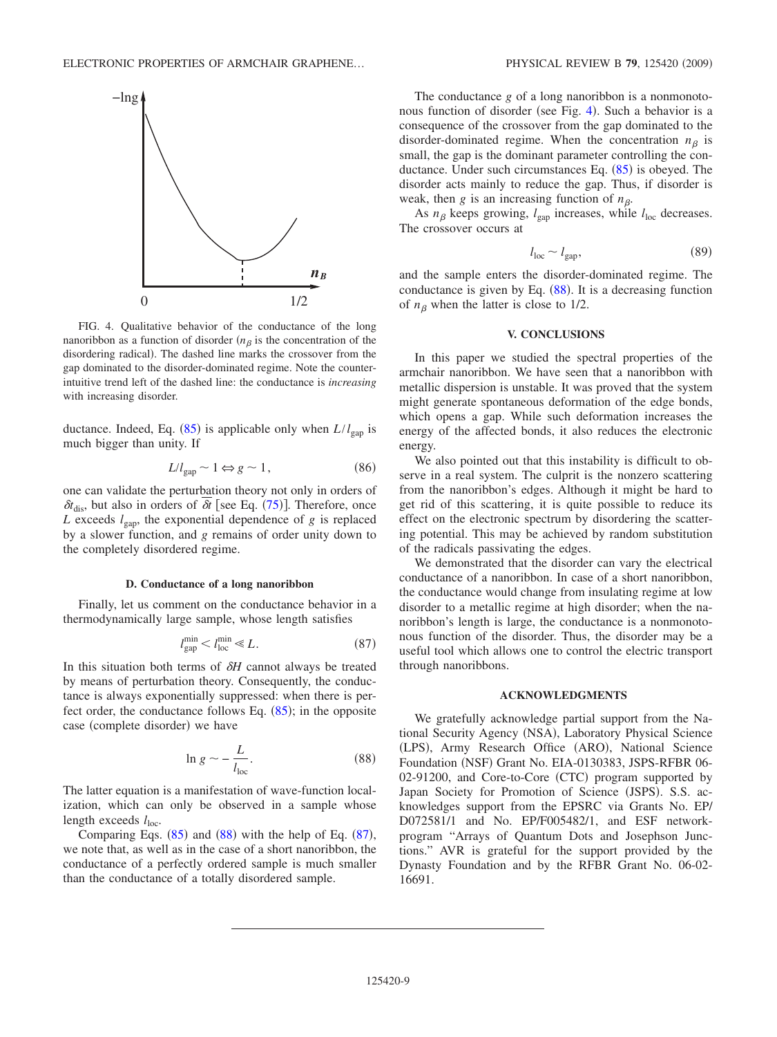FIG. 4. Qualitative behavior of the conductance of the long nanoribbon as a function of disorder ($n_\beta$ is the concentration of the disordering radical). The dashed line marks the crossover from the gap dominated to the disorder-dominated regime. Note the counterintuitive trend left of the dashed line: the conductance is *increasing* with increasing disorder.

ductance. Indeed, Eq. (85) is applicable only when $L/l_{\rm gap}$ is much bigger than unity. If

$$L/l_{\rm gap} \sim 1 \Leftrightarrow g \sim 1, \tag{86}$$

one can validate the perturbation theory not only in orders of $\delta t_{\rm dis}$, but also in orders of $\overline{\delta t}$ [see Eq. (75)]. Therefore, once $L$ exceeds $l_{\rm gap}$, the exponential dependence of $g$ is replaced by a slower function, and $g$ remains of order unity down to the completely disordered regime.

### D. Conductance of a long nanoribbon

Finally, let us comment on the conductance behavior in a thermodynamically large sample, whose length satisfies

$$l_{\rm gap}^{\rm min} < l_{\rm loc}^{\rm min} \ll L. \tag{87}$$

In this situation both terms of $\delta H$ cannot always be treated by means of perturbation theory. Consequently, the conductance is always exponentially suppressed: when there is perfect order, the conductance follows Eq. (85); in the opposite case (complete disorder) we have

$$\ln g \sim -\frac{L}{l_{\rm loc}}. \tag{88}$$

The latter equation is a manifestation of wave-function localization, which can only be observed in a sample whose length exceeds $l_{\rm loc}$.

Comparing Eqs. (85) and (88) with the help of Eq. (87), we note that, as well as in the case of a short nanoribbon, the conductance of a perfectly ordered sample is much smaller than the conductance of a totally disordered sample.

The conductance $g$ of a long nanoribbon is a nonmonotonous function of disorder (see Fig. 4). Such a behavior is a consequence of the crossover from the gap dominated to the disorder-dominated regime. When the concentration $n_\beta$ is small, the gap is the dominant parameter controlling the conductance. Under such circumstances Eq. (85) is obeyed. The disorder acts mainly to reduce the gap. Thus, if disorder is weak, then $g$ is an increasing function of $n_\beta$.

As $n_\beta$ keeps growing, $l_{\rm gap}$ increases, while $l_{\rm loc}$ decreases. The crossover occurs at

$$l_{\rm loc} \sim l_{\rm gap}, \tag{89}$$

and the sample enters the disorder-dominated regime. The conductance is given by Eq. (88). It is a decreasing function of $n_\beta$ when the latter is close to 1/2.

## V. CONCLUSIONS

In this paper we studied the spectral properties of the armchair nanoribbon. We have seen that a nanoribbon with metallic dispersion is unstable. It was proved that the system might generate spontaneous deformation of the edge bonds, which opens a gap. While such deformation increases the energy of the affected bonds, it also reduces the electronic energy.

We also pointed out that this instability is difficult to observe in a real system. The culprit is the nonzero scattering from the nanoribbon's edges. Although it might be hard to get rid of this scattering, it is quite possible to reduce its effect on the electronic spectrum by disordering the scattering potential. This may be achieved by random substitution of the radicals passivating the edges.

We demonstrated that the disorder can vary the electrical conductance of a nanoribbon. In case of a short nanoribbon, the conductance would change from insulating regime at low disorder to a metallic regime at high disorder; when the nanoribbon's length is large, the conductance is a nonmonotonous function of the disorder. Thus, the disorder may be a useful tool which allows one to control the electric transport through nanoribbons.

## ACKNOWLEDGMENTS

We gratefully acknowledge partial support from the National Security Agency (NSA), Laboratory Physical Science (LPS), Army Research Office (ARO), National Science Foundation (NSF) Grant No. EIA-0130383, JSPS-RFBR 06-02-91200, and Core-to-Core (CTC) program supported by Japan Society for Promotion of Science (JSPS). S.S. acknowledges support from the EPSRC via Grants No. EP/D072581/1 and No. EP/F005482/1, and ESF network-program "Arrays of Quantum Dots and Josephson Junctions." AVR is grateful for the support provided by the Dynasty Foundation and by the RFBR Grant No. 06-02-16691.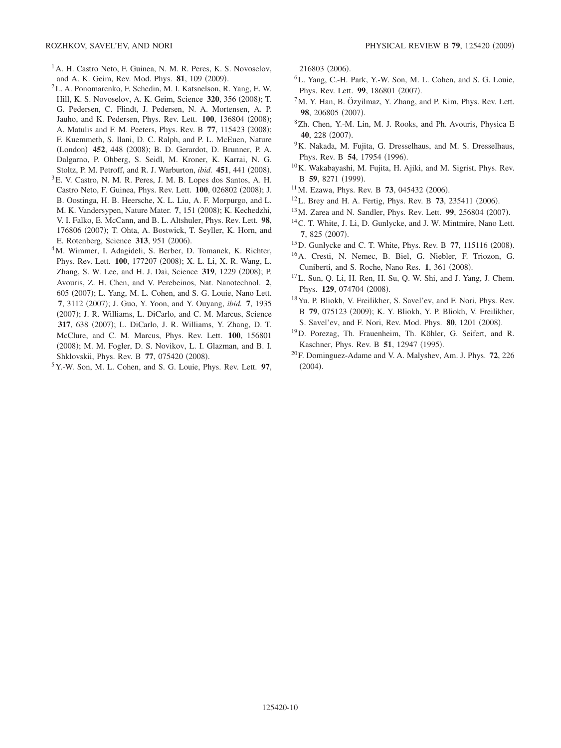[1] A. H. Castro Neto, F. Guinea, N. M. R. Peres, K. S. Novoselov, and A. K. Geim, Rev. Mod. Phys. **81**, 109 (2009).

[2] L. A. Ponomarenko, F. Schedin, M. I. Katsnelson, R. Yang, E. W. Hill, K. S. Novoselov, A. K. Geim, Science **320**, 356 (2008); T. G. Pedersen, C. Flindt, J. Pedersen, N. A. Mortensen, A. P. Jauho, and K. Pedersen, Phys. Rev. Lett. **100**, 136804 (2008); A. Matulis and F. M. Peeters, Phys. Rev. B **77**, 115423 (2008); F. Kuemmeth, S. Ilani, D. C. Ralph, and P. L. McEuen, Nature (London) **452**, 448 (2008); B. D. Gerardot, D. Brunner, P. A. Dalgarno, P. Ohberg, S. Seidl, M. Kroner, K. Karrai, N. G. Stoltz, P. M. Petroff, and R. J. Warburton, *ibid.* **451**, 441 (2008).

[3] E. V. Castro, N. M. R. Peres, J. M. B. Lopes dos Santos, A. H. Castro Neto, F. Guinea, Phys. Rev. Lett. **100**, 026802 (2008); J. B. Oostinga, H. B. Heersche, X. L. Liu, A. F. Morpurgo, and L. M. K. Vandersypen, Nature Mater. **7**, 151 (2008); K. Kechedzhi, V. I. Falko, E. McCann, and B. L. Altshuler, Phys. Rev. Lett. **98**, 176806 (2007); T. Ohta, A. Bostwick, T. Seyller, K. Horn, and E. Rotenberg, Science **313**, 951 (2006).

[4] M. Wimmer, I. Adagideli, S. Berber, D. Tomanek, K. Richter, Phys. Rev. Lett. **100**, 177207 (2008); X. L. Li, X. R. Wang, L. Zhang, S. W. Lee, and H. J. Dai, Science **319**, 1229 (2008); P. Avouris, Z. H. Chen, and V. Perebeinos, Nat. Nanotechnol. **2**, 605 (2007); L. Yang, M. L. Cohen, and S. G. Louie, Nano Lett. **7**, 3112 (2007); J. Guo, Y. Yoon, and Y. Ouyang, *ibid.* **7**, 1935 (2007); J. R. Williams, L. DiCarlo, and C. M. Marcus, Science **317**, 638 (2007); L. DiCarlo, J. R. Williams, Y. Zhang, D. T. McClure, and C. M. Marcus, Phys. Rev. Lett. **100**, 156801 (2008); M. M. Fogler, D. S. Novikov, L. I. Glazman, and B. I. Shklovskii, Phys. Rev. B **77**, 075420 (2008).

[5] Y.-W. Son, M. L. Cohen, and S. G. Louie, Phys. Rev. Lett. **97**, 216803 (2006).

[6] L. Yang, C.-H. Park, Y.-W. Son, M. L. Cohen, and S. G. Louie, Phys. Rev. Lett. **99**, 186801 (2007).

[7] M. Y. Han, B. Özyilmaz, Y. Zhang, and P. Kim, Phys. Rev. Lett. **98**, 206805 (2007).

[8] Zh. Chen, Y.-M. Lin, M. J. Rooks, and Ph. Avouris, Physica E **40**, 228 (2007).

[9] K. Nakada, M. Fujita, G. Dresselhaus, and M. S. Dresselhaus, Phys. Rev. B **54**, 17954 (1996).

[10] K. Wakabayashi, M. Fujita, H. Ajiki, and M. Sigrist, Phys. Rev. B **59**, 8271 (1999).

[11] M. Ezawa, Phys. Rev. B **73**, 045432 (2006).

[12] L. Brey and H. A. Fertig, Phys. Rev. B **73**, 235411 (2006).

[13] M. Zarea and N. Sandler, Phys. Rev. Lett. **99**, 256804 (2007).

[14] C. T. White, J. Li, D. Gunlycke, and J. W. Mintmire, Nano Lett. **7**, 825 (2007).

[15] D. Gunlycke and C. T. White, Phys. Rev. B **77**, 115116 (2008).

[16] A. Cresti, N. Nemec, B. Biel, G. Niebler, F. Triozon, G. Cuniberti, and S. Roche, Nano Res. **1**, 361 (2008).

[17] L. Sun, Q. Li, H. Ren, H. Su, Q. W. Shi, and J. Yang, J. Chem. Phys. **129**, 074704 (2008).

[18] Yu. P. Bliokh, V. Freilikher, S. Savel'ev, and F. Nori, Phys. Rev. B **79**, 075123 (2009); K. Y. Bliokh, Y. P. Bliokh, V. Freilikher, S. Savel'ev, and F. Nori, Rev. Mod. Phys. **80**, 1201 (2008).

[19] D. Porezag, Th. Frauenheim, Th. Köhler, G. Seifert, and R. Kaschner, Phys. Rev. B **51**, 12947 (1995).

[20] F. Dominguez-Adame and V. A. Malyshev, Am. J. Phys. **72**, 226 (2004).